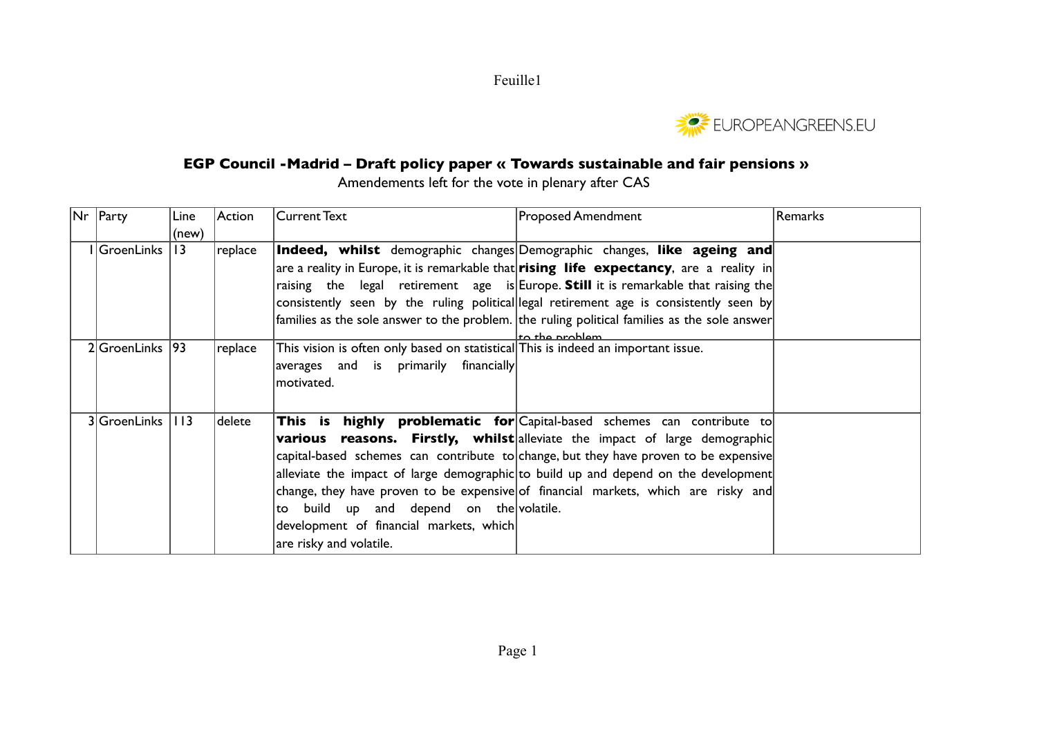Feuille1

EUROPEANGREENS.EU

## EGP Council -Madrid – Draft policy paper « Towards sustainable and fair pensions »

Amendements left for the vote in plenary after CAS

| Nr | Party | Line (new) | Action | Current Text | Proposed Amendment | Remarks |
|---|---|---|---|---|---|---|
| 1 | GroenLinks | 13 | replace | **Indeed, whilst** demographic changes are a reality in Europe, it is remarkable that raising the legal retirement age is consistently seen by the ruling political families as the sole answer to the problem. | Demographic changes, **like ageing and rising life expectancy**, are a reality in Europe. **Still** it is remarkable that raising the legal retirement age is consistently seen by the ruling political families as the sole answer to the problem | |
| 2 | GroenLinks | 93 | replace | This vision is often only based on statistical averages and is primarily financially motivated. | This is indeed an important issue. | |
| 3 | GroenLinks | 113 | delete | **This is highly problematic for various reasons. Firstly, whilst** capital-based schemes can contribute to alleviate the impact of large demographic change, they have proven to be expensive to build up and depend on the development of financial markets, which are risky and volatile. | Capital-based schemes can contribute to alleviate the impact of large demographic change, but they have proven to be expensive to build up and depend on the development of financial markets, which are risky and volatile. | |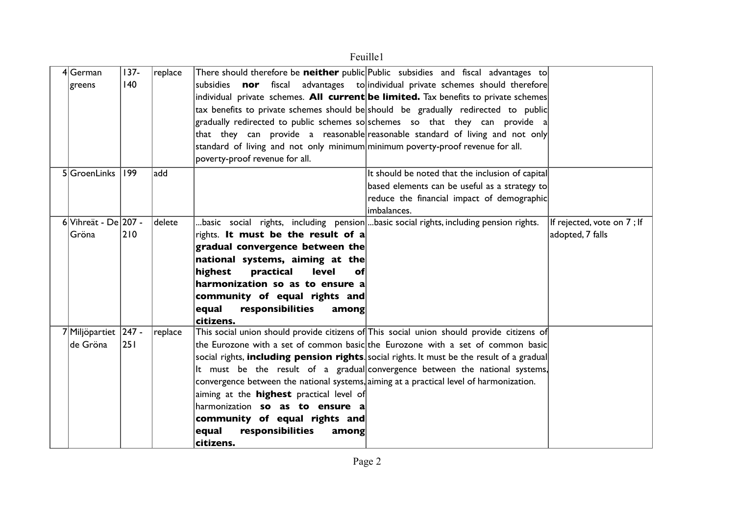| | | | | | | |
|---|---|---|---|---|---|---|
| 4 | German greens | 137-140 | replace | There should therefore be **neither** public subsidies **nor** fiscal advantages to individual private schemes. **All current** tax benefits to private schemes should be gradually redirected to public schemes so that they can provide a reasonable standard of living and not only minimum poverty-proof revenue for all. | Public subsidies and fiscal advantages to individual private schemes should therefore **be limited.** Tax benefits to private schemes should be gradually redirected to public schemes so that they can provide a reasonable standard of living and not only minimum poverty-proof revenue for all. | |
| 5 | GroenLinks | 199 | add | | It should be noted that the inclusion of capital based elements can be useful as a strategy to reduce the financial impact of demographic imbalances. | |
| 6 | Vihreät - De Gröna | 207 - 210 | delete | ...basic social rights, including pension rights. **It must be the result of a gradual convergence between the national systems, aiming at the highest practical level of harmonization so as to ensure a community of equal rights and equal responsibilities among citizens.** | ...basic social rights, including pension rights. | If rejected, vote on 7 ; If adopted, 7 falls |
| 7 | Miljöpartiet de Gröna | 247 - 251 | replace | This social union should provide citizens of the Eurozone with a set of common basic social rights, **including pension rights**. It must be the result of a gradual convergence between the national systems, aiming at the **highest** practical level of harmonization **so as to ensure a community of equal rights and equal responsibilities among citizens.** | This social union should provide citizens of the Eurozone with a set of common basic social rights. It must be the result of a gradual convergence between the national systems, aiming at a practical level of harmonization. | |